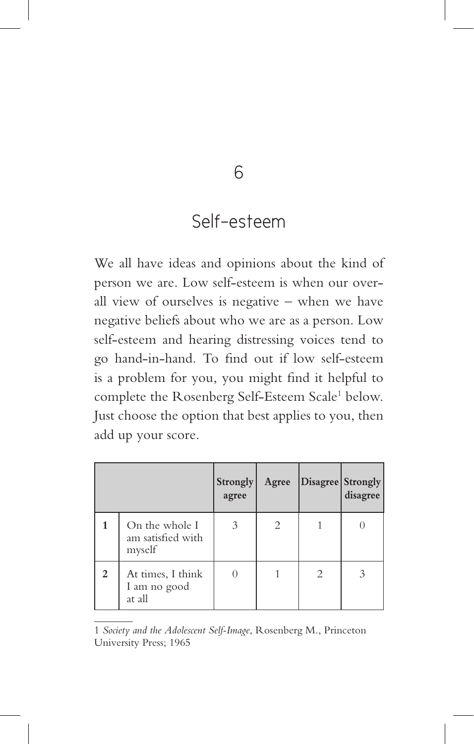# 6

# Self-esteem

We all have ideas and opinions about the kind of person we are. Low self-esteem is when our overall view of ourselves is negative – when we have negative beliefs about who we are as a person. Low self-esteem and hearing distressing voices tend to go hand-in-hand. To find out if low self-esteem is a problem for you, you might find it helpful to complete the Rosenberg Self-Esteem Scale[1] below. Just choose the option that best applies to you, then add up your score.

| | | Strongly agree | Agree | Disagree | Strongly disagree |
|---|---|---|---|---|---|
| **1** | On the whole I am satisfied with myself | 3 | 2 | 1 | 0 |
| **2** | At times, I think I am no good at all | 0 | 1 | 2 | 3 |

1 *Society and the Adolescent Self-Image*, Rosenberg M., Princeton University Press; 1965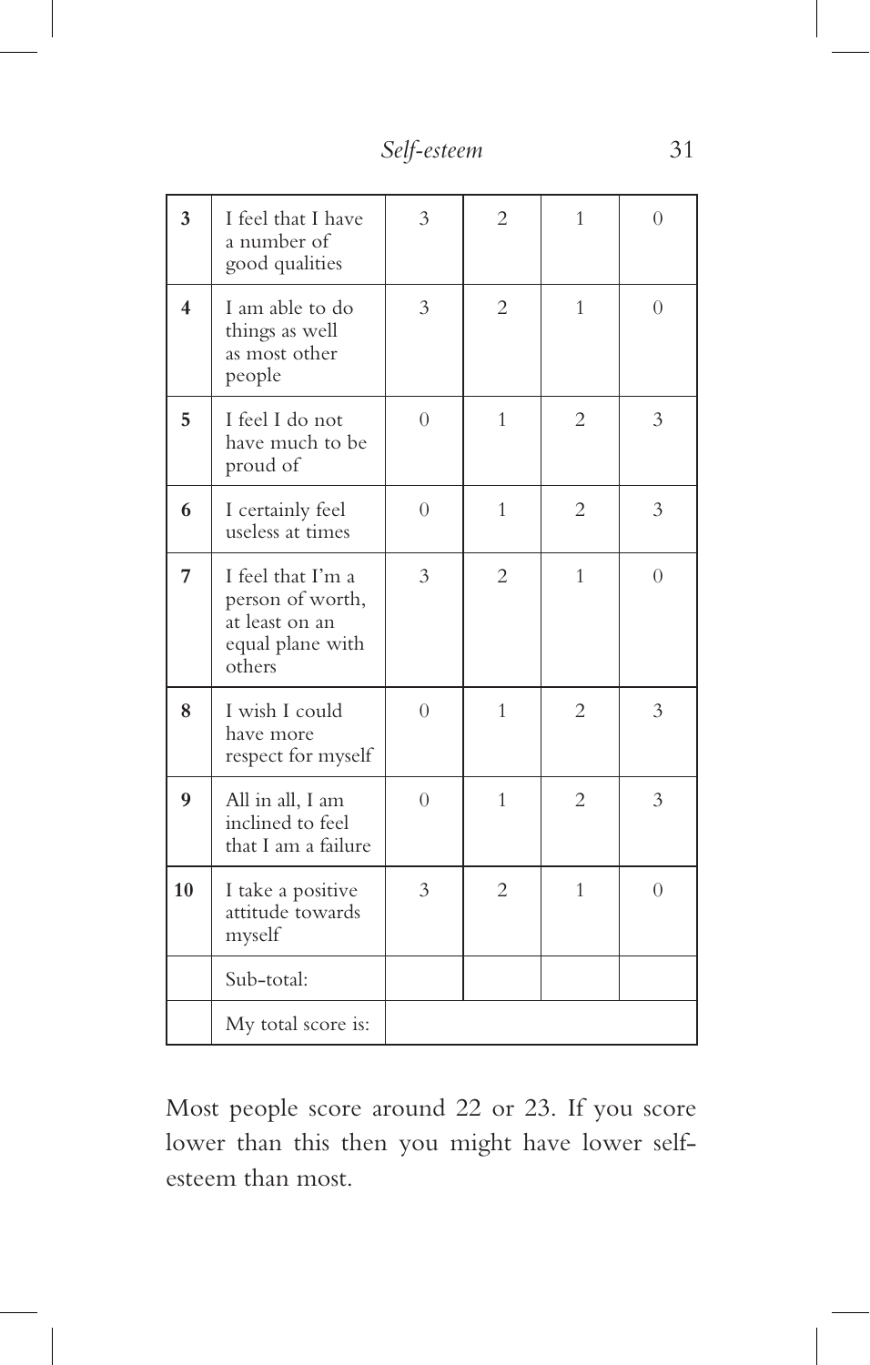| | | | | | |
|---|---|---|---|---|---|
| **3** | I feel that I have a number of good qualities | 3 | 2 | 1 | 0 |
| **4** | I am able to do things as well as most other people | 3 | 2 | 1 | 0 |
| **5** | I feel I do not have much to be proud of | 0 | 1 | 2 | 3 |
| **6** | I certainly feel useless at times | 0 | 1 | 2 | 3 |
| **7** | I feel that I'm a person of worth, at least on an equal plane with others | 3 | 2 | 1 | 0 |
| **8** | I wish I could have more respect for myself | 0 | 1 | 2 | 3 |
| **9** | All in all, I am inclined to feel that I am a failure | 0 | 1 | 2 | 3 |
| **10** | I take a positive attitude towards myself | 3 | 2 | 1 | 0 |
| | Sub-total: | | | | |
| | My total score is: | | | | |

Most people score around 22 or 23. If you score lower than this then you might have lower self-esteem than most.